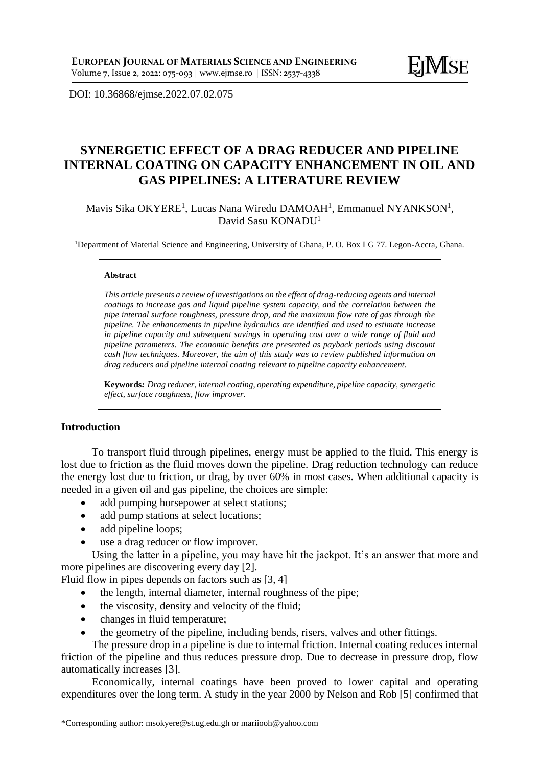DOI: 10.36868/ejmse.2022.07.02.075

# SYNERGETIC EFFECT OF A DRAG REDUCER AND PIPELINE INTERNAL COATING ON CAPACITY ENHANCEMENT IN OIL AND GAS PIPELINES: A LITERATURE REVIEW

Mavis Sika OKYERE[1], Lucas Nana Wiredu DAMOAH[1], Emmanuel NYANKSON[1], David Sasu KONADU[1]

[1]Department of Material Science and Engineering, University of Ghana, P. O. Box LG 77. Legon-Accra, Ghana.

**Abstract**

*This article presents a review of investigations on the effect of drag-reducing agents and internal coatings to increase gas and liquid pipeline system capacity, and the correlation between the pipe internal surface roughness, pressure drop, and the maximum flow rate of gas through the pipeline. The enhancements in pipeline hydraulics are identified and used to estimate increase in pipeline capacity and subsequent savings in operating cost over a wide range of fluid and pipeline parameters. The economic benefits are presented as payback periods using discount cash flow techniques. Moreover, the aim of this study was to review published information on drag reducers and pipeline internal coating relevant to pipeline capacity enhancement.*

**Keywords***: Drag reducer, internal coating, operating expenditure, pipeline capacity, synergetic effect, surface roughness, flow improver.*

## Introduction

To transport fluid through pipelines, energy must be applied to the fluid. This energy is lost due to friction as the fluid moves down the pipeline. Drag reduction technology can reduce the energy lost due to friction, or drag, by over 60% in most cases. When additional capacity is needed in a given oil and gas pipeline, the choices are simple:

- add pumping horsepower at select stations;
- add pump stations at select locations;
- add pipeline loops;
- use a drag reducer or flow improver.

Using the latter in a pipeline, you may have hit the jackpot. It's an answer that more and more pipelines are discovering every day [2].

Fluid flow in pipes depends on factors such as [3, 4]

- the length, internal diameter, internal roughness of the pipe;
- the viscosity, density and velocity of the fluid;
- changes in fluid temperature;
- the geometry of the pipeline, including bends, risers, valves and other fittings.

The pressure drop in a pipeline is due to internal friction. Internal coating reduces internal friction of the pipeline and thus reduces pressure drop. Due to decrease in pressure drop, flow automatically increases [3].

Economically, internal coatings have been proved to lower capital and operating expenditures over the long term. A study in the year 2000 by Nelson and Rob [5] confirmed that

\*Corresponding author: msokyere@st.ug.edu.gh or mariiooh@yahoo.com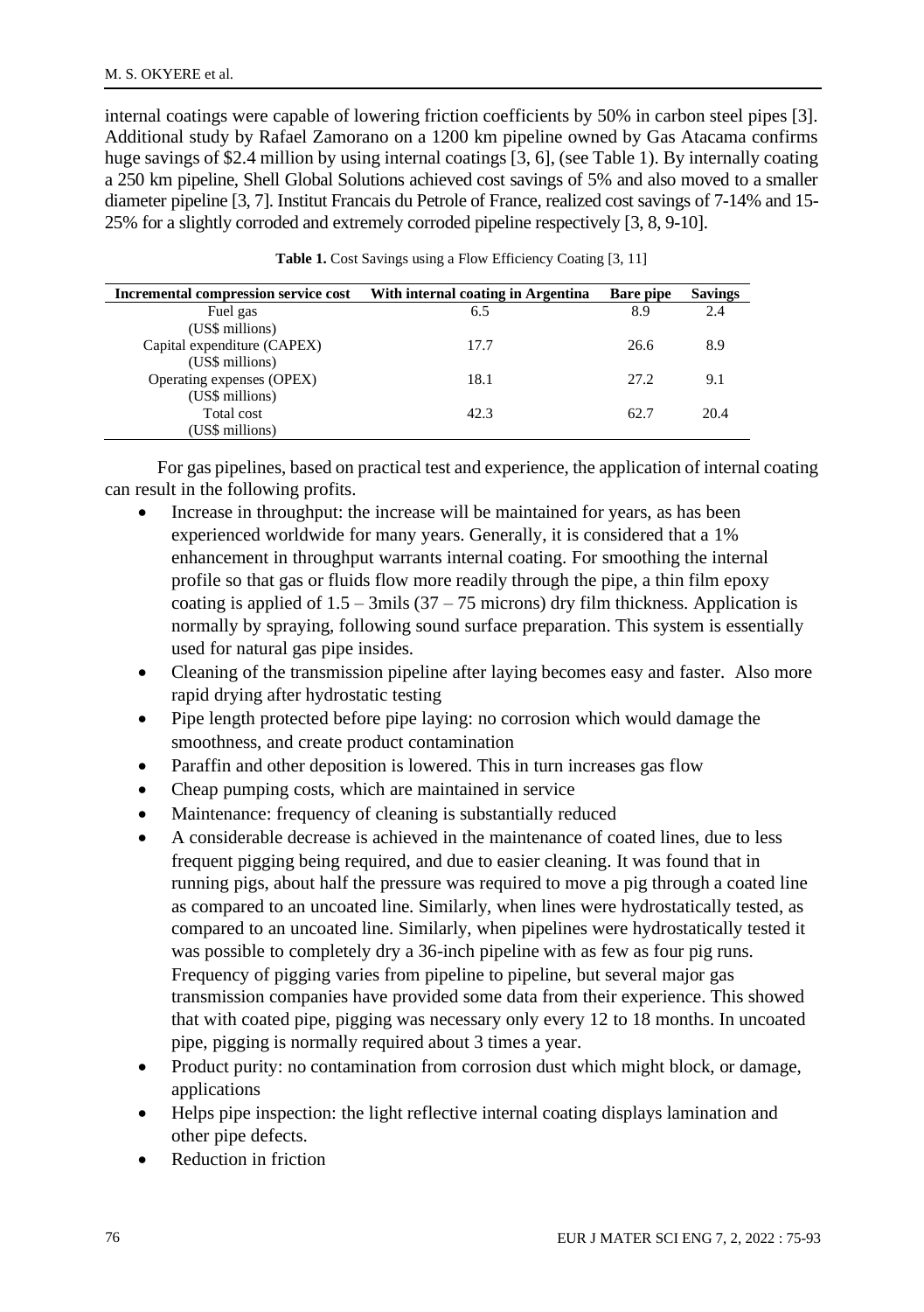internal coatings were capable of lowering friction coefficients by 50% in carbon steel pipes [3]. Additional study by Rafael Zamorano on a 1200 km pipeline owned by Gas Atacama confirms huge savings of $2.4 million by using internal coatings [3, 6], (see Table 1). By internally coating a 250 km pipeline, Shell Global Solutions achieved cost savings of 5% and also moved to a smaller diameter pipeline [3, 7]. Institut Francais du Petrole of France, realized cost savings of 7-14% and 15-25% for a slightly corroded and extremely corroded pipeline respectively [3, 8, 9-10].

**Table 1.** Cost Savings using a Flow Efficiency Coating [3, 11]

| Incremental compression service cost | With internal coating in Argentina | Bare pipe | Savings |
|---|---|---|---|
| Fuel gas (US$ millions) | 6.5 | 8.9 | 2.4 |
| Capital expenditure (CAPEX) (US$ millions) | 17.7 | 26.6 | 8.9 |
| Operating expenses (OPEX) (US$ millions) | 18.1 | 27.2 | 9.1 |
| Total cost (US$ millions) | 42.3 | 62.7 | 20.4 |

For gas pipelines, based on practical test and experience, the application of internal coating can result in the following profits.

- Increase in throughput: the increase will be maintained for years, as has been experienced worldwide for many years. Generally, it is considered that a 1% enhancement in throughput warrants internal coating. For smoothing the internal profile so that gas or fluids flow more readily through the pipe, a thin film epoxy coating is applied of 1.5 – 3mils (37 – 75 microns) dry film thickness. Application is normally by spraying, following sound surface preparation. This system is essentially used for natural gas pipe insides.
- Cleaning of the transmission pipeline after laying becomes easy and faster. Also more rapid drying after hydrostatic testing
- Pipe length protected before pipe laying: no corrosion which would damage the smoothness, and create product contamination
- Paraffin and other deposition is lowered. This in turn increases gas flow
- Cheap pumping costs, which are maintained in service
- Maintenance: frequency of cleaning is substantially reduced
- A considerable decrease is achieved in the maintenance of coated lines, due to less frequent pigging being required, and due to easier cleaning. It was found that in running pigs, about half the pressure was required to move a pig through a coated line as compared to an uncoated line. Similarly, when lines were hydrostatically tested, as compared to an uncoated line. Similarly, when pipelines were hydrostatically tested it was possible to completely dry a 36-inch pipeline with as few as four pig runs. Frequency of pigging varies from pipeline to pipeline, but several major gas transmission companies have provided some data from their experience. This showed that with coated pipe, pigging was necessary only every 12 to 18 months. In uncoated pipe, pigging is normally required about 3 times a year.
- Product purity: no contamination from corrosion dust which might block, or damage, applications
- Helps pipe inspection: the light reflective internal coating displays lamination and other pipe defects.
- Reduction in friction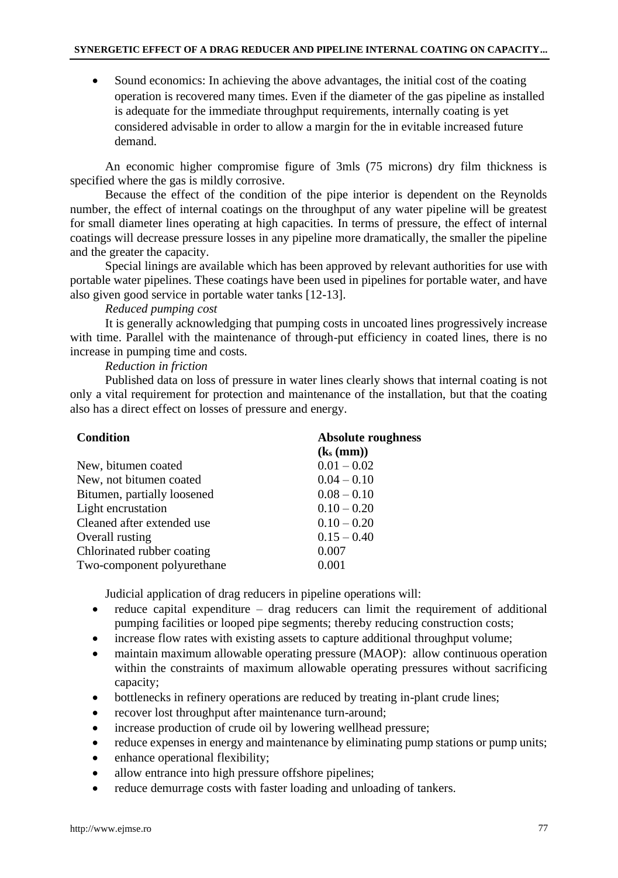- Sound economics: In achieving the above advantages, the initial cost of the coating operation is recovered many times. Even if the diameter of the gas pipeline as installed is adequate for the immediate throughput requirements, internally coating is yet considered advisable in order to allow a margin for the in evitable increased future demand.

An economic higher compromise figure of 3mls (75 microns) dry film thickness is specified where the gas is mildly corrosive.

Because the effect of the condition of the pipe interior is dependent on the Reynolds number, the effect of internal coatings on the throughput of any water pipeline will be greatest for small diameter lines operating at high capacities. In terms of pressure, the effect of internal coatings will decrease pressure losses in any pipeline more dramatically, the smaller the pipeline and the greater the capacity.

Special linings are available which has been approved by relevant authorities for use with portable water pipelines. These coatings have been used in pipelines for portable water, and have also given good service in portable water tanks [12-13].

*Reduced pumping cost*

It is generally acknowledging that pumping costs in uncoated lines progressively increase with time. Parallel with the maintenance of through-put efficiency in coated lines, there is no increase in pumping time and costs.

*Reduction in friction*

Published data on loss of pressure in water lines clearly shows that internal coating is not only a vital requirement for protection and maintenance of the installation, but that the coating also has a direct effect on losses of pressure and energy.

| **Condition** | **Absolute roughness ($k_s$ (mm))** |
| --- | --- |
| New, bitumen coated | 0.01 – 0.02 |
| New, not bitumen coated | 0.04 – 0.10 |
| Bitumen, partially loosened | 0.08 – 0.10 |
| Light encrustation | 0.10 – 0.20 |
| Cleaned after extended use | 0.10 – 0.20 |
| Overall rusting | 0.15 – 0.40 |
| Chlorinated rubber coating | 0.007 |
| Two-component polyurethane | 0.001 |

Judicial application of drag reducers in pipeline operations will:

- reduce capital expenditure – drag reducers can limit the requirement of additional pumping facilities or looped pipe segments; thereby reducing construction costs;
- increase flow rates with existing assets to capture additional throughput volume;
- maintain maximum allowable operating pressure (MAOP): allow continuous operation within the constraints of maximum allowable operating pressures without sacrificing capacity;
- bottlenecks in refinery operations are reduced by treating in-plant crude lines;
- recover lost throughput after maintenance turn-around;
- increase production of crude oil by lowering wellhead pressure;
- reduce expenses in energy and maintenance by eliminating pump stations or pump units;
- enhance operational flexibility;
- allow entrance into high pressure offshore pipelines;
- reduce demurrage costs with faster loading and unloading of tankers.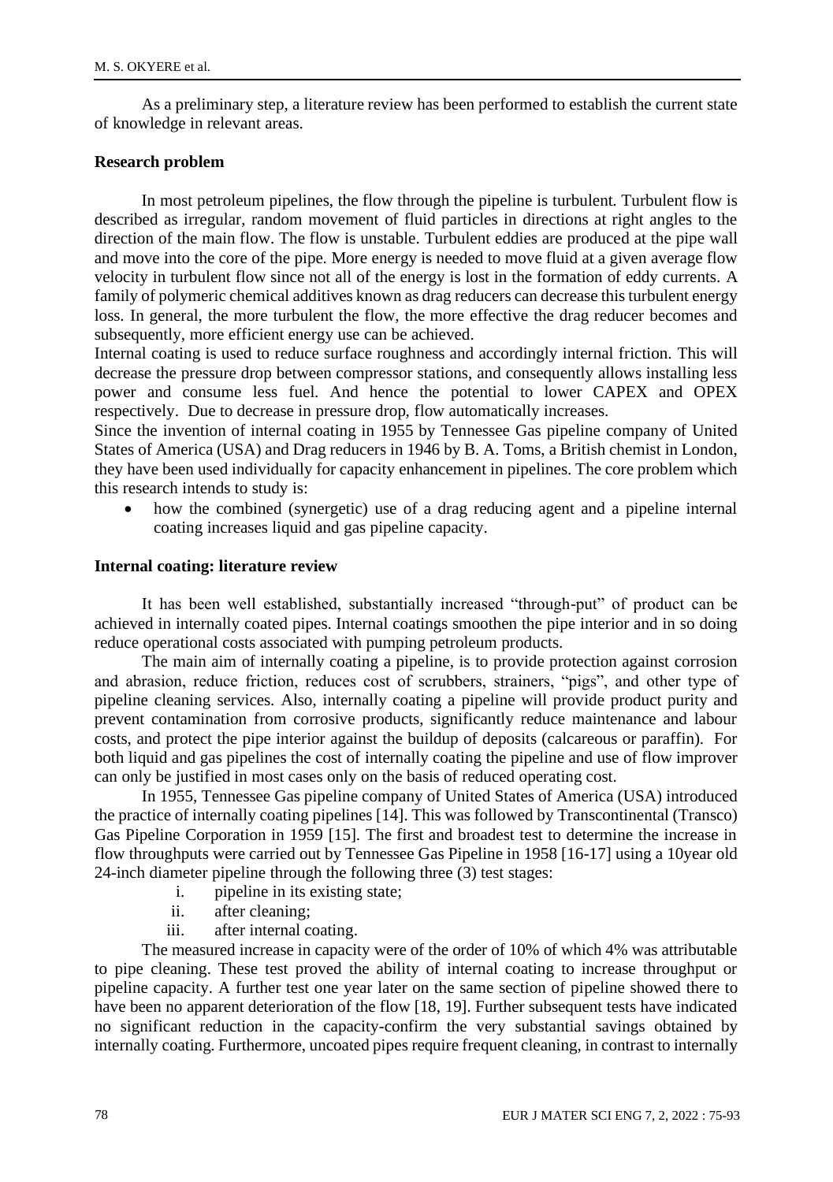As a preliminary step, a literature review has been performed to establish the current state of knowledge in relevant areas.

**Research problem**

In most petroleum pipelines, the flow through the pipeline is turbulent. Turbulent flow is described as irregular, random movement of fluid particles in directions at right angles to the direction of the main flow. The flow is unstable. Turbulent eddies are produced at the pipe wall and move into the core of the pipe. More energy is needed to move fluid at a given average flow velocity in turbulent flow since not all of the energy is lost in the formation of eddy currents. A family of polymeric chemical additives known as drag reducers can decrease this turbulent energy loss. In general, the more turbulent the flow, the more effective the drag reducer becomes and subsequently, more efficient energy use can be achieved.
Internal coating is used to reduce surface roughness and accordingly internal friction. This will decrease the pressure drop between compressor stations, and consequently allows installing less power and consume less fuel. And hence the potential to lower CAPEX and OPEX respectively. Due to decrease in pressure drop, flow automatically increases.
Since the invention of internal coating in 1955 by Tennessee Gas pipeline company of United States of America (USA) and Drag reducers in 1946 by B. A. Toms, a British chemist in London, they have been used individually for capacity enhancement in pipelines. The core problem which this research intends to study is:

- how the combined (synergetic) use of a drag reducing agent and a pipeline internal coating increases liquid and gas pipeline capacity.

**Internal coating: literature review**

It has been well established, substantially increased "through-put" of product can be achieved in internally coated pipes. Internal coatings smoothen the pipe interior and in so doing reduce operational costs associated with pumping petroleum products.

The main aim of internally coating a pipeline, is to provide protection against corrosion and abrasion, reduce friction, reduces cost of scrubbers, strainers, "pigs", and other type of pipeline cleaning services. Also, internally coating a pipeline will provide product purity and prevent contamination from corrosive products, significantly reduce maintenance and labour costs, and protect the pipe interior against the buildup of deposits (calcareous or paraffin). For both liquid and gas pipelines the cost of internally coating the pipeline and use of flow improver can only be justified in most cases only on the basis of reduced operating cost.

In 1955, Tennessee Gas pipeline company of United States of America (USA) introduced the practice of internally coating pipelines [14]. This was followed by Transcontinental (Transco) Gas Pipeline Corporation in 1959 [15]. The first and broadest test to determine the increase in flow throughputs were carried out by Tennessee Gas Pipeline in 1958 [16-17] using a 10year old 24-inch diameter pipeline through the following three (3) test stages:

i. pipeline in its existing state;
ii. after cleaning;
iii. after internal coating.

The measured increase in capacity were of the order of 10% of which 4% was attributable to pipe cleaning. These test proved the ability of internal coating to increase throughput or pipeline capacity. A further test one year later on the same section of pipeline showed there to have been no apparent deterioration of the flow [18, 19]. Further subsequent tests have indicated no significant reduction in the capacity-confirm the very substantial savings obtained by internally coating. Furthermore, uncoated pipes require frequent cleaning, in contrast to internally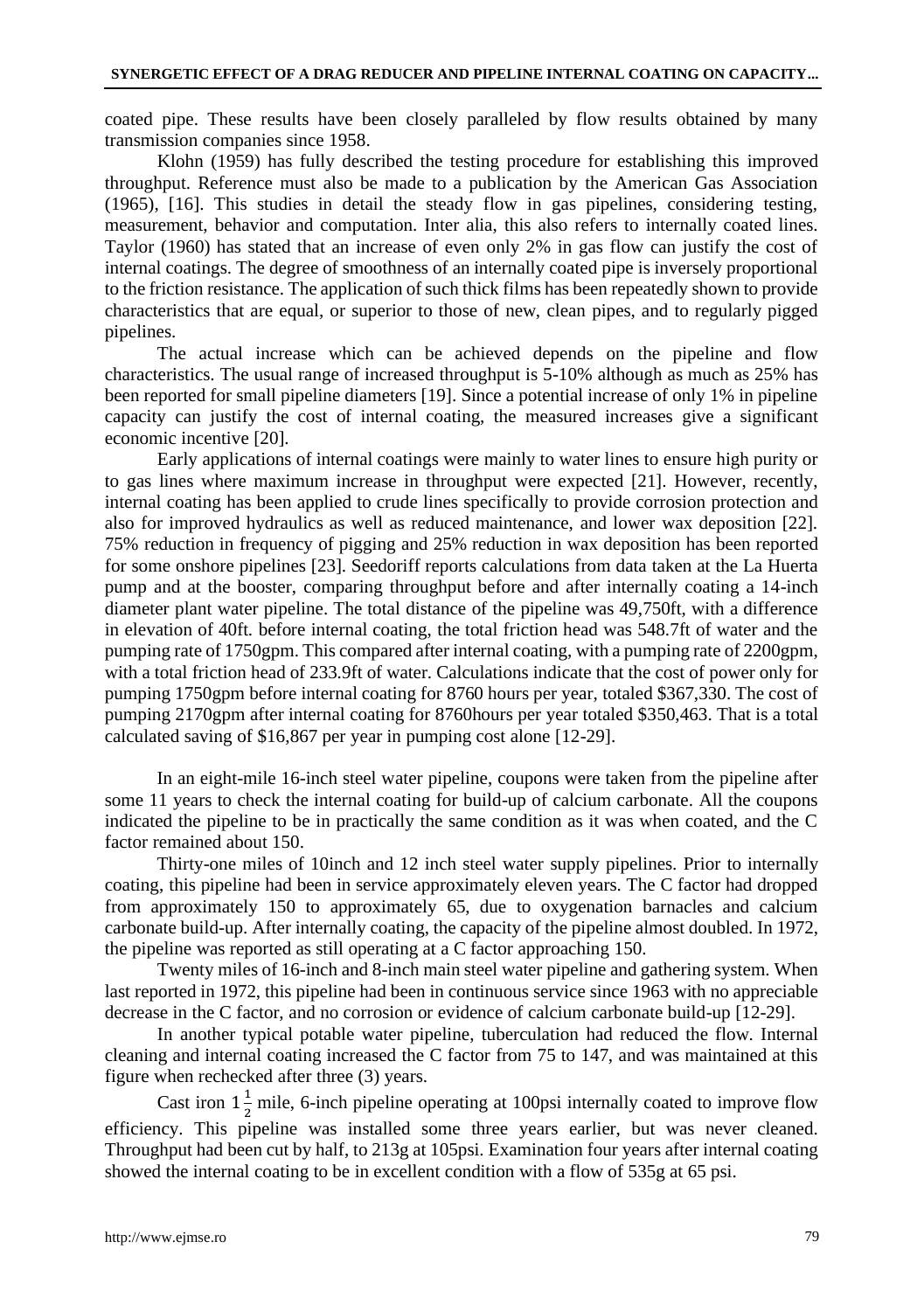coated pipe. These results have been closely paralleled by flow results obtained by many transmission companies since 1958.

Klohn (1959) has fully described the testing procedure for establishing this improved throughput. Reference must also be made to a publication by the American Gas Association (1965), [16]. This studies in detail the steady flow in gas pipelines, considering testing, measurement, behavior and computation. Inter alia, this also refers to internally coated lines. Taylor (1960) has stated that an increase of even only 2% in gas flow can justify the cost of internal coatings. The degree of smoothness of an internally coated pipe is inversely proportional to the friction resistance. The application of such thick films has been repeatedly shown to provide characteristics that are equal, or superior to those of new, clean pipes, and to regularly pigged pipelines.

The actual increase which can be achieved depends on the pipeline and flow characteristics. The usual range of increased throughput is 5-10% although as much as 25% has been reported for small pipeline diameters [19]. Since a potential increase of only 1% in pipeline capacity can justify the cost of internal coating, the measured increases give a significant economic incentive [20].

Early applications of internal coatings were mainly to water lines to ensure high purity or to gas lines where maximum increase in throughput were expected [21]. However, recently, internal coating has been applied to crude lines specifically to provide corrosion protection and also for improved hydraulics as well as reduced maintenance, and lower wax deposition [22]. 75% reduction in frequency of pigging and 25% reduction in wax deposition has been reported for some onshore pipelines [23]. Seedoriff reports calculations from data taken at the La Huerta pump and at the booster, comparing throughput before and after internally coating a 14-inch diameter plant water pipeline. The total distance of the pipeline was 49,750ft, with a difference in elevation of 40ft. before internal coating, the total friction head was 548.7ft of water and the pumping rate of 1750gpm. This compared after internal coating, with a pumping rate of 2200gpm, with a total friction head of 233.9ft of water. Calculations indicate that the cost of power only for pumping 1750gpm before internal coating for 8760 hours per year, totaled $367,330. The cost of pumping 2170gpm after internal coating for 8760hours per year totaled $350,463. That is a total calculated saving of $16,867 per year in pumping cost alone [12-29].

In an eight-mile 16-inch steel water pipeline, coupons were taken from the pipeline after some 11 years to check the internal coating for build-up of calcium carbonate. All the coupons indicated the pipeline to be in practically the same condition as it was when coated, and the C factor remained about 150.

Thirty-one miles of 10inch and 12 inch steel water supply pipelines. Prior to internally coating, this pipeline had been in service approximately eleven years. The C factor had dropped from approximately 150 to approximately 65, due to oxygenation barnacles and calcium carbonate build-up. After internally coating, the capacity of the pipeline almost doubled. In 1972, the pipeline was reported as still operating at a C factor approaching 150.

Twenty miles of 16-inch and 8-inch main steel water pipeline and gathering system. When last reported in 1972, this pipeline had been in continuous service since 1963 with no appreciable decrease in the C factor, and no corrosion or evidence of calcium carbonate build-up [12-29].

In another typical potable water pipeline, tuberculation had reduced the flow. Internal cleaning and internal coating increased the C factor from 75 to 147, and was maintained at this figure when rechecked after three (3) years.

Cast iron $1\frac{1}{2}$ mile, 6-inch pipeline operating at 100psi internally coated to improve flow efficiency. This pipeline was installed some three years earlier, but was never cleaned. Throughput had been cut by half, to 213g at 105psi. Examination four years after internal coating showed the internal coating to be in excellent condition with a flow of 535g at 65 psi.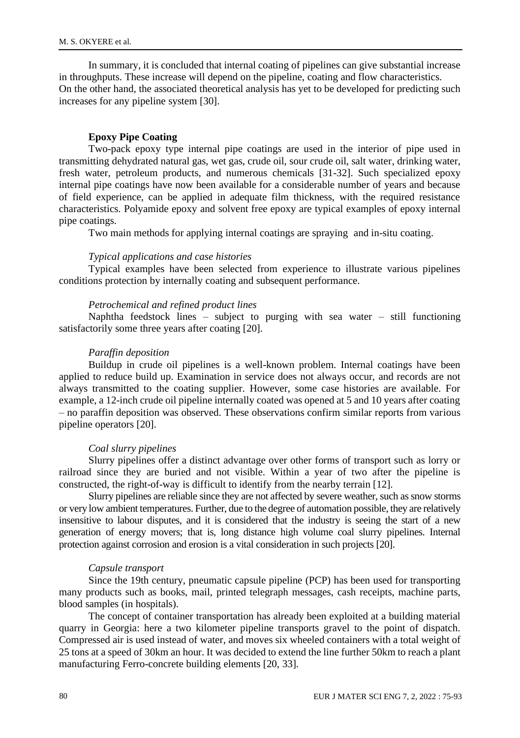In summary, it is concluded that internal coating of pipelines can give substantial increase in throughputs. These increase will depend on the pipeline, coating and flow characteristics. On the other hand, the associated theoretical analysis has yet to be developed for predicting such increases for any pipeline system [30].

## Epoxy Pipe Coating

Two-pack epoxy type internal pipe coatings are used in the interior of pipe used in transmitting dehydrated natural gas, wet gas, crude oil, sour crude oil, salt water, drinking water, fresh water, petroleum products, and numerous chemicals [31-32]. Such specialized epoxy internal pipe coatings have now been available for a considerable number of years and because of field experience, can be applied in adequate film thickness, with the required resistance characteristics. Polyamide epoxy and solvent free epoxy are typical examples of epoxy internal pipe coatings.

Two main methods for applying internal coatings are spraying and in-situ coating.

### *Typical applications and case histories*

Typical examples have been selected from experience to illustrate various pipelines conditions protection by internally coating and subsequent performance.

### *Petrochemical and refined product lines*

Naphtha feedstock lines – subject to purging with sea water – still functioning satisfactorily some three years after coating [20].

### *Paraffin deposition*

Buildup in crude oil pipelines is a well-known problem. Internal coatings have been applied to reduce build up. Examination in service does not always occur, and records are not always transmitted to the coating supplier. However, some case histories are available. For example, a 12-inch crude oil pipeline internally coated was opened at 5 and 10 years after coating – no paraffin deposition was observed. These observations confirm similar reports from various pipeline operators [20].

### *Coal slurry pipelines*

Slurry pipelines offer a distinct advantage over other forms of transport such as lorry or railroad since they are buried and not visible. Within a year of two after the pipeline is constructed, the right-of-way is difficult to identify from the nearby terrain [12].

Slurry pipelines are reliable since they are not affected by severe weather, such as snow storms or very low ambient temperatures. Further, due to the degree of automation possible, they are relatively insensitive to labour disputes, and it is considered that the industry is seeing the start of a new generation of energy movers; that is, long distance high volume coal slurry pipelines. Internal protection against corrosion and erosion is a vital consideration in such projects [20].

### *Capsule transport*

Since the 19th century, pneumatic capsule pipeline (PCP) has been used for transporting many products such as books, mail, printed telegraph messages, cash receipts, machine parts, blood samples (in hospitals).

The concept of container transportation has already been exploited at a building material quarry in Georgia: here a two kilometer pipeline transports gravel to the point of dispatch. Compressed air is used instead of water, and moves six wheeled containers with a total weight of 25 tons at a speed of 30km an hour. It was decided to extend the line further 50km to reach a plant manufacturing Ferro-concrete building elements [20, 33].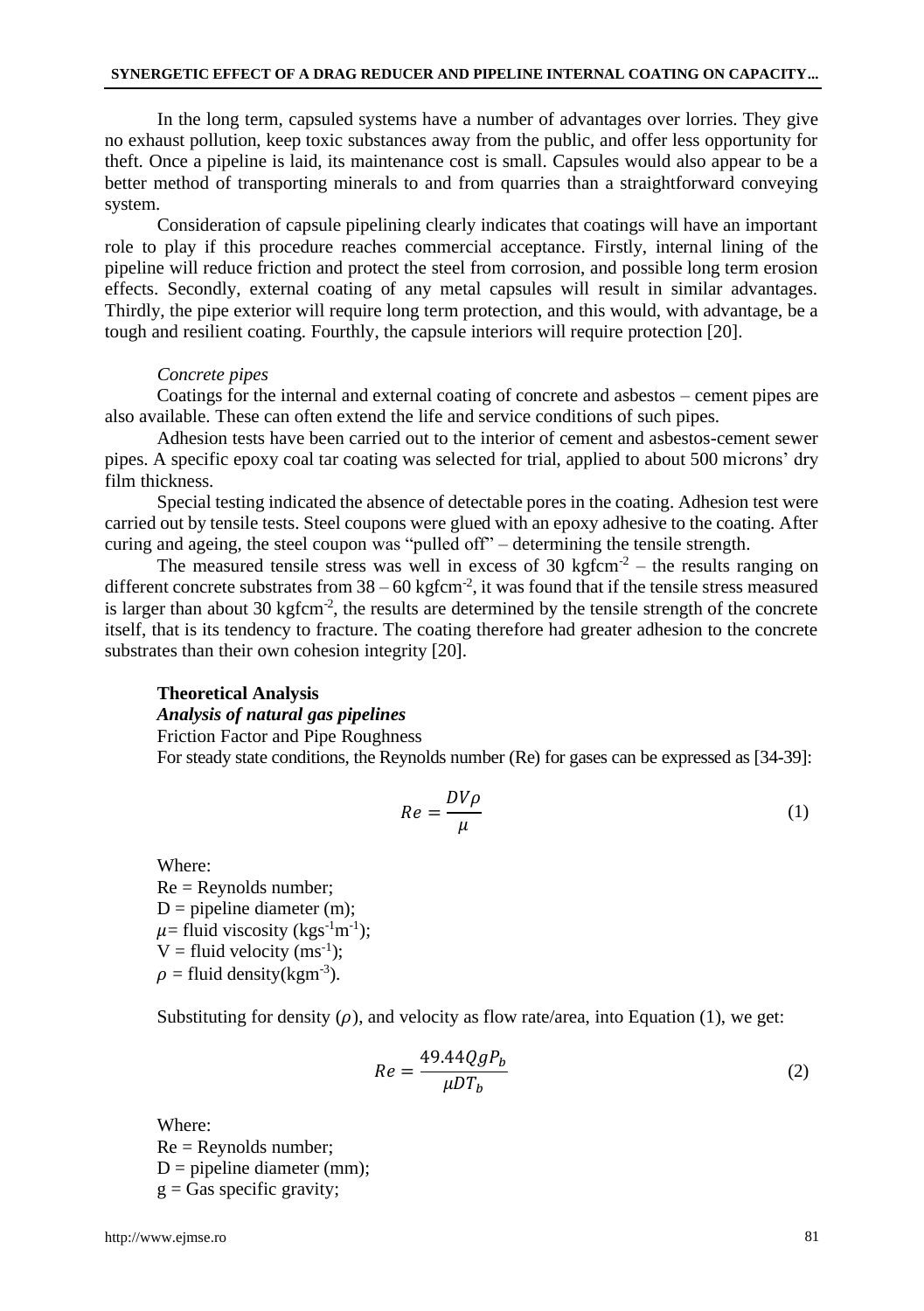In the long term, capsuled systems have a number of advantages over lorries. They give no exhaust pollution, keep toxic substances away from the public, and offer less opportunity for theft. Once a pipeline is laid, its maintenance cost is small. Capsules would also appear to be a better method of transporting minerals to and from quarries than a straightforward conveying system.

Consideration of capsule pipelining clearly indicates that coatings will have an important role to play if this procedure reaches commercial acceptance. Firstly, internal lining of the pipeline will reduce friction and protect the steel from corrosion, and possible long term erosion effects. Secondly, external coating of any metal capsules will result in similar advantages. Thirdly, the pipe exterior will require long term protection, and this would, with advantage, be a tough and resilient coating. Fourthly, the capsule interiors will require protection [20].

*Concrete pipes*

Coatings for the internal and external coating of concrete and asbestos – cement pipes are also available. These can often extend the life and service conditions of such pipes.

Adhesion tests have been carried out to the interior of cement and asbestos-cement sewer pipes. A specific epoxy coal tar coating was selected for trial, applied to about 500 microns' dry film thickness.

Special testing indicated the absence of detectable pores in the coating. Adhesion test were carried out by tensile tests. Steel coupons were glued with an epoxy adhesive to the coating. After curing and ageing, the steel coupon was "pulled off" – determining the tensile strength.

The measured tensile stress was well in excess of 30 kgfcm$^{-2}$ – the results ranging on different concrete substrates from 38 – 60 kgfcm$^{-2}$, it was found that if the tensile stress measured is larger than about 30 kgfcm$^{-2}$, the results are determined by the tensile strength of the concrete itself, that is its tendency to fracture. The coating therefore had greater adhesion to the concrete substrates than their own cohesion integrity [20].

**Theoretical Analysis**

***Analysis of natural gas pipelines***

Friction Factor and Pipe Roughness

For steady state conditions, the Reynolds number (Re) for gases can be expressed as [34-39]:

$$Re = \frac{DV\rho}{\mu} \tag{1}$$

Where:
Re = Reynolds number;
D = pipeline diameter (m);
$\mu$= fluid viscosity (kgs$^{-1}$m$^{-1}$);
V = fluid velocity (ms$^{-1}$);
$\rho$ = fluid density(kgm$^{-3}$).

Substituting for density ($\rho$), and velocity as flow rate/area, into Equation (1), we get:

$$Re = \frac{49.44QgP_b}{\mu DT_b} \tag{2}$$

Where:
Re = Reynolds number;
D = pipeline diameter (mm);
g = Gas specific gravity;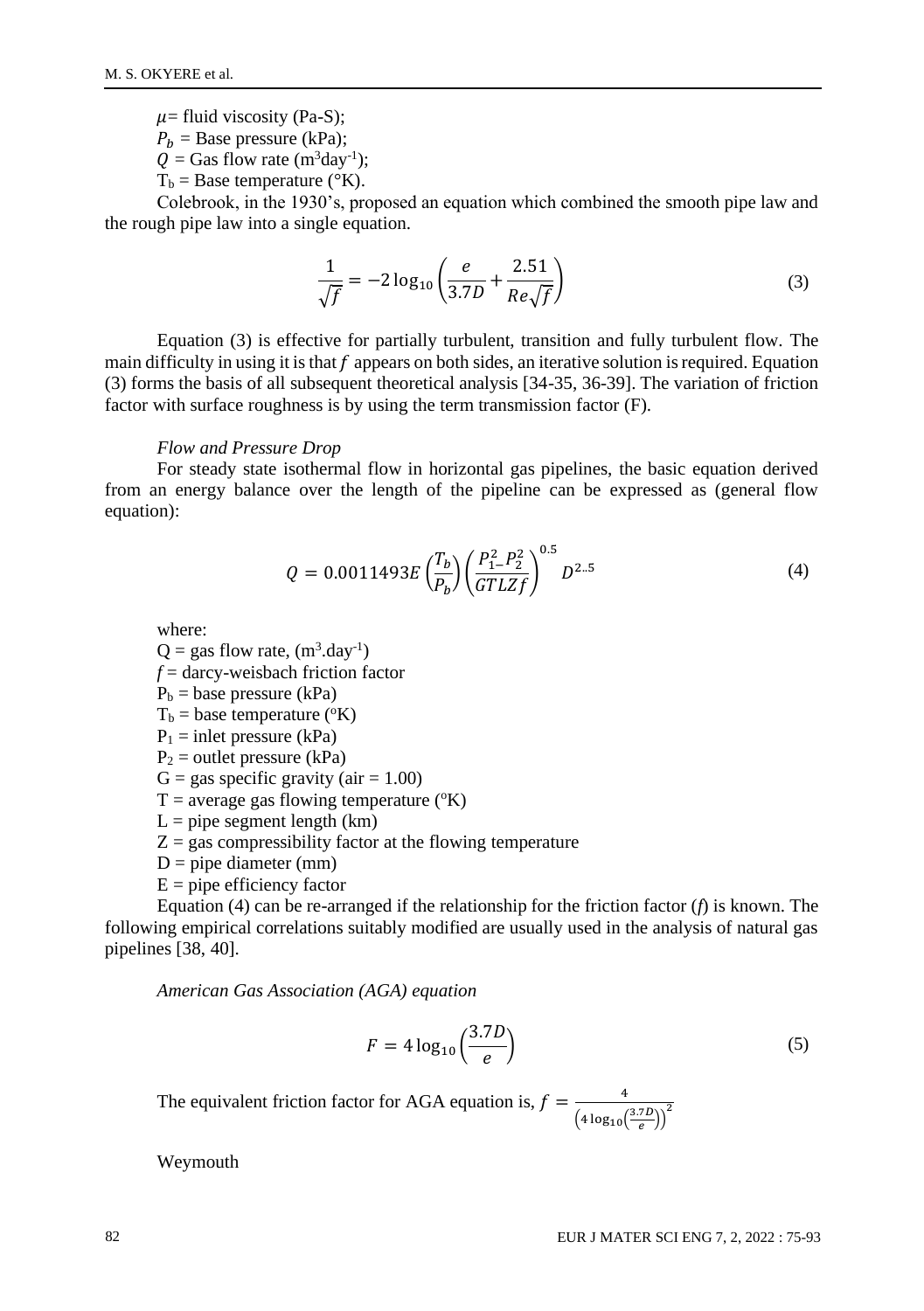$\mu$= fluid viscosity (Pa-S);

$P_b$ = Base pressure (kPa);

$Q$ = Gas flow rate ($m^3 day^{-1}$);

$T_b$ = Base temperature (°K).

Colebrook, in the 1930's, proposed an equation which combined the smooth pipe law and the rough pipe law into a single equation.

$$\frac{1}{\sqrt{f}} = -2\log_{10}\left(\frac{e}{3.7D} + \frac{2.51}{Re\sqrt{f}}\right) \tag{3}$$

Equation (3) is effective for partially turbulent, transition and fully turbulent flow. The main difficulty in using it is that $f$ appears on both sides, an iterative solution is required. Equation (3) forms the basis of all subsequent theoretical analysis [34-35, 36-39]. The variation of friction factor with surface roughness is by using the term transmission factor (F).

*Flow and Pressure Drop*

For steady state isothermal flow in horizontal gas pipelines, the basic equation derived from an energy balance over the length of the pipeline can be expressed as (general flow equation):

$$Q = 0.0011493E\left(\frac{T_b}{P_b}\right)\left(\frac{P_1^2 - P_2^2}{GTLZf}\right)^{0.5} D^{2..5} \tag{4}$$

where:

Q = gas flow rate, ($m^3.day^{-1}$)

$f$ = darcy-weisbach friction factor

$P_b$ = base pressure (kPa)

$T_b$ = base temperature (°K)

$P_1$ = inlet pressure (kPa)

$P_2$ = outlet pressure (kPa)

G = gas specific gravity (air = 1.00)

T = average gas flowing temperature (°K)

L = pipe segment length (km)

Z = gas compressibility factor at the flowing temperature

D = pipe diameter (mm)

E = pipe efficiency factor

Equation (4) can be re-arranged if the relationship for the friction factor ($f$) is known. The following empirical correlations suitably modified are usually used in the analysis of natural gas pipelines [38, 40].

*American Gas Association (AGA) equation*

$$F = 4\log_{10}\left(\frac{3.7D}{e}\right) \tag{5}$$

The equivalent friction factor for AGA equation is, $f = \frac{4}{\left(4\log_{10}\left(\frac{3.7D}{e}\right)\right)^2}$

Weymouth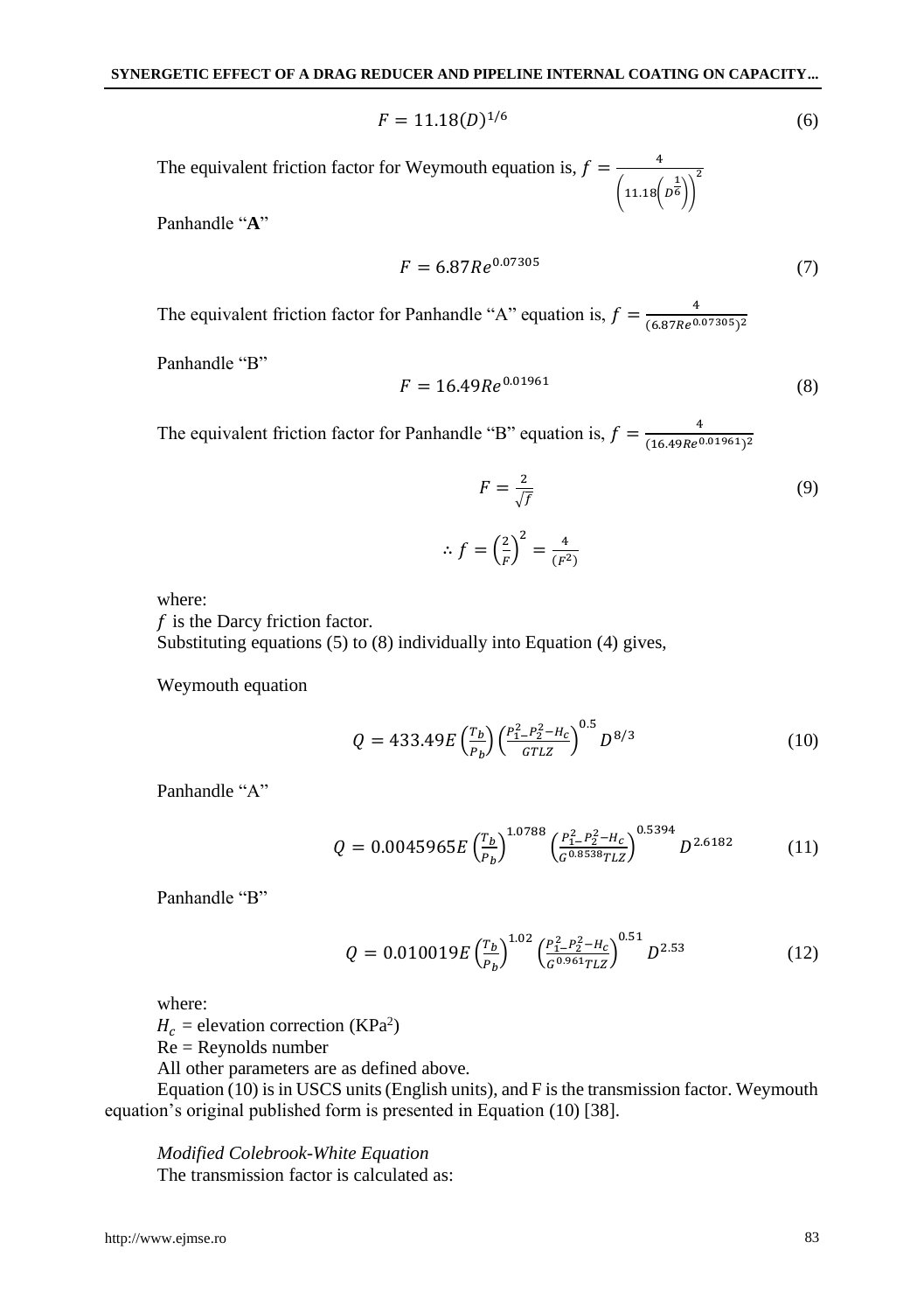$$F = 11.18(D)^{1/6} \tag{6}$$

The equivalent friction factor for Weymouth equation is, $f = \frac{4}{\left(11.18\left(D^{\frac{1}{6}}\right)\right)^2}$

Panhandle "**A**"

$$F = 6.87Re^{0.07305} \tag{7}$$

The equivalent friction factor for Panhandle "A" equation is, $f = \frac{4}{(6.87Re^{0.07305})^2}$

Panhandle "B"

$$F = 16.49Re^{0.01961} \tag{8}$$

The equivalent friction factor for Panhandle "B" equation is, $f = \frac{4}{(16.49Re^{0.01961})^2}$

$$F = \frac{2}{\sqrt{f}} \tag{9}$$

$$\therefore f = \left(\frac{2}{F}\right)^2 = \frac{4}{(F^2)}$$

where:
$f$ is the Darcy friction factor.
Substituting equations (5) to (8) individually into Equation (4) gives,

Weymouth equation

$$Q = 433.49E\left(\frac{T_b}{P_b}\right)\left(\frac{P_1^2 - P_2^2 - H_c}{GTLZ}\right)^{0.5} D^{8/3} \tag{10}$$

Panhandle "A"

$$Q = 0.0045965E\left(\frac{T_b}{P_b}\right)^{1.0788}\left(\frac{P_1^2 - P_2^2 - H_c}{G^{0.8538}TLZ}\right)^{0.5394} D^{2.6182} \tag{11}$$

Panhandle "B"

$$Q = 0.010019E\left(\frac{T_b}{P_b}\right)^{1.02}\left(\frac{P_1^2 - P_2^2 - H_c}{G^{0.961}TLZ}\right)^{0.51} D^{2.53} \tag{12}$$

where:
$H_c$ = elevation correction (KPa$^2$)
Re = Reynolds number
All other parameters are as defined above.

Equation (10) is in USCS units (English units), and F is the transmission factor. Weymouth equation's original published form is presented in Equation (10) [38].

*Modified Colebrook-White Equation*
The transmission factor is calculated as: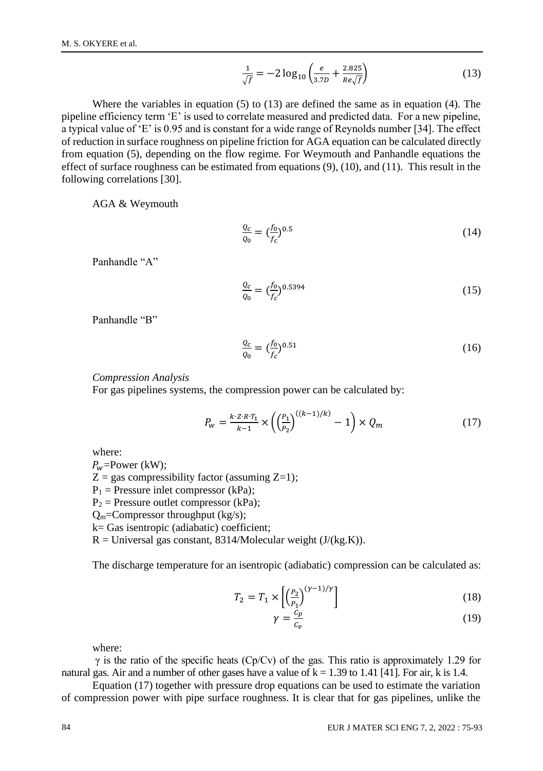$$\frac{1}{\sqrt{f}} = -2\log_{10}\left(\frac{e}{3.7D} + \frac{2.825}{Re\sqrt{f}}\right) \tag{13}$$

Where the variables in equation (5) to (13) are defined the same as in equation (4). The pipeline efficiency term 'E' is used to correlate measured and predicted data. For a new pipeline, a typical value of 'E' is 0.95 and is constant for a wide range of Reynolds number [34]. The effect of reduction in surface roughness on pipeline friction for AGA equation can be calculated directly from equation (5), depending on the flow regime. For Weymouth and Panhandle equations the effect of surface roughness can be estimated from equations (9), (10), and (11). This result in the following correlations [30].

AGA & Weymouth

$$\frac{Q_c}{Q_0} = \left(\frac{f_0}{f_c}\right)^{0.5} \tag{14}$$

Panhandle "A"

$$\frac{Q_c}{Q_0} = \left(\frac{f_0}{f_c}\right)^{0.5394} \tag{15}$$

Panhandle "B"

$$\frac{Q_c}{Q_0} = \left(\frac{f_0}{f_c}\right)^{0.51} \tag{16}$$

*Compression Analysis*

For gas pipelines systems, the compression power can be calculated by:

$$P_w = \frac{k \cdot Z \cdot R \cdot T_1}{k-1} \times \left(\left(\frac{P_1}{P_2}\right)^{((k-1)/k)} - 1\right) \times Q_m \tag{17}$$

where:

$P_w$=Power (kW);

Z = gas compressibility factor (assuming Z=1);

$P_1$ = Pressure inlet compressor (kPa);

$P_2$ = Pressure outlet compressor (kPa);

$Q_m$=Compressor throughput (kg/s);

k= Gas isentropic (adiabatic) coefficient;

R = Universal gas constant, 8314/Molecular weight (J/(kg.K)).

The discharge temperature for an isentropic (adiabatic) compression can be calculated as:

$$T_2 = T_1 \times \left[\left(\frac{P_2}{P_1}\right)^{(\gamma-1)/\gamma}\right] \tag{18}$$

$$\gamma = \frac{C_p}{C_v} \tag{19}$$

where:

γ is the ratio of the specific heats (Cp/Cv) of the gas. This ratio is approximately 1.29 for natural gas. Air and a number of other gases have a value of k = 1.39 to 1.41 [41]. For air, k is 1.4.

Equation (17) together with pressure drop equations can be used to estimate the variation of compression power with pipe surface roughness. It is clear that for gas pipelines, unlike the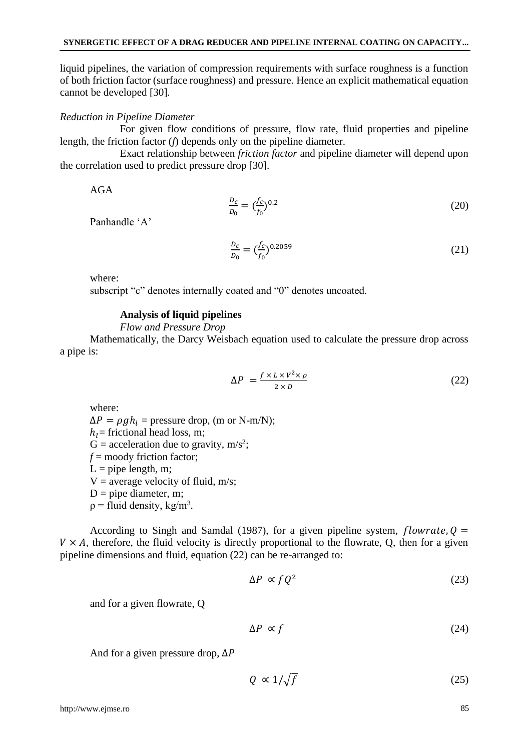liquid pipelines, the variation of compression requirements with surface roughness is a function of both friction factor (surface roughness) and pressure. Hence an explicit mathematical equation cannot be developed [30].

*Reduction in Pipeline Diameter*

For given flow conditions of pressure, flow rate, fluid properties and pipeline length, the friction factor ($f$) depends only on the pipeline diameter.

Exact relationship between *friction factor* and pipeline diameter will depend upon the correlation used to predict pressure drop [30].

AGA

$$\frac{D_c}{D_0} = (\frac{f_c}{f_0})^{0.2} \tag{20}$$

Panhandle 'A'

$$\frac{D_c}{D_0} = (\frac{f_c}{f_0})^{0.2059} \tag{21}$$

where:

subscript "c" denotes internally coated and "0" denotes uncoated.

**Analysis of liquid pipelines**

*Flow and Pressure Drop*

Mathematically, the Darcy Weisbach equation used to calculate the pressure drop across a pipe is:

$$\Delta P = \frac{f \times L \times V^2 \times \rho}{2 \times D} \tag{22}$$

where:

$\Delta P = \rho g h_l$ = pressure drop, (m or N-m/N);
$h_l$= frictional head loss, m;
G = acceleration due to gravity, m/s$^2$;
$f$ = moody friction factor;
L = pipe length, m;
V = average velocity of fluid, m/s;
D = pipe diameter, m;
ρ = fluid density, kg/m$^3$.

According to Singh and Samdal (1987), for a given pipeline system, $flowrate, Q = V \times A$, therefore, the fluid velocity is directly proportional to the flowrate, Q, then for a given pipeline dimensions and fluid, equation (22) can be re-arranged to:

$$\Delta P \propto f Q^2 \tag{23}$$

and for a given flowrate, Q

$$\Delta P \propto f \tag{24}$$

And for a given pressure drop, $\Delta P$

$$Q \propto 1/\sqrt{f} \tag{25}$$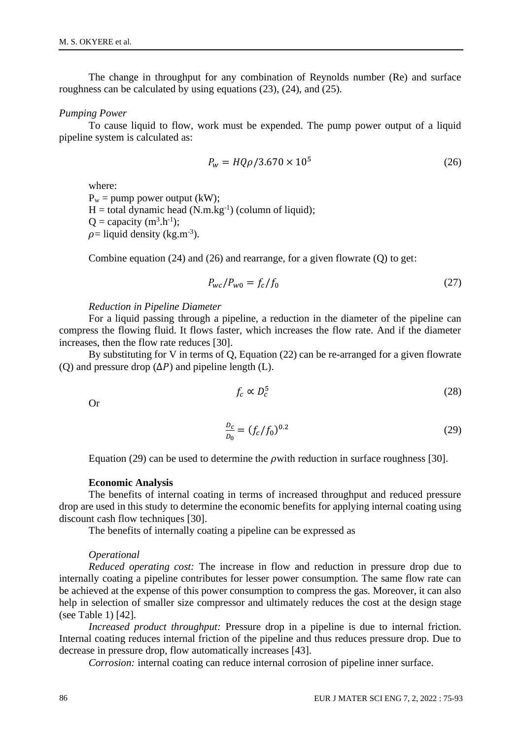The change in throughput for any combination of Reynolds number (Re) and surface roughness can be calculated by using equations (23), (24), and (25).

*Pumping Power*

To cause liquid to flow, work must be expended. The pump power output of a liquid pipeline system is calculated as:

$$P_w = HQ\rho/3.670 \times 10^5 \tag{26}$$

where:

$P_w$ = pump power output (kW);
$H$ = total dynamic head (N.m.kg$^{-1}$) (column of liquid);
$Q$ = capacity (m$^3$.h$^{-1}$);
$\rho$= liquid density (kg.m$^{-3}$).

Combine equation (24) and (26) and rearrange, for a given flowrate (Q) to get:

$$P_{wc}/P_{w0} = f_c/f_0 \tag{27}$$

*Reduction in Pipeline Diameter*

For a liquid passing through a pipeline, a reduction in the diameter of the pipeline can compress the flowing fluid. It flows faster, which increases the flow rate. And if the diameter increases, then the flow rate reduces [30].

By substituting for V in terms of Q, Equation (22) can be re-arranged for a given flowrate (Q) and pressure drop ($\Delta P$) and pipeline length (L).

$$f_c \propto D_c^5 \tag{28}$$

Or

$$\frac{D_c}{D_0} = (f_c/f_0)^{0.2} \tag{29}$$

Equation (29) can be used to determine the $\rho$with reduction in surface roughness [30].

**Economic Analysis**

The benefits of internal coating in terms of increased throughput and reduced pressure drop are used in this study to determine the economic benefits for applying internal coating using discount cash flow techniques [30].

The benefits of internally coating a pipeline can be expressed as

*Operational*

*Reduced operating cost:* The increase in flow and reduction in pressure drop due to internally coating a pipeline contributes for lesser power consumption. The same flow rate can be achieved at the expense of this power consumption to compress the gas. Moreover, it can also help in selection of smaller size compressor and ultimately reduces the cost at the design stage (see Table 1) [42].

*Increased product throughput:* Pressure drop in a pipeline is due to internal friction. Internal coating reduces internal friction of the pipeline and thus reduces pressure drop. Due to decrease in pressure drop, flow automatically increases [43].

*Corrosion:* internal coating can reduce internal corrosion of pipeline inner surface.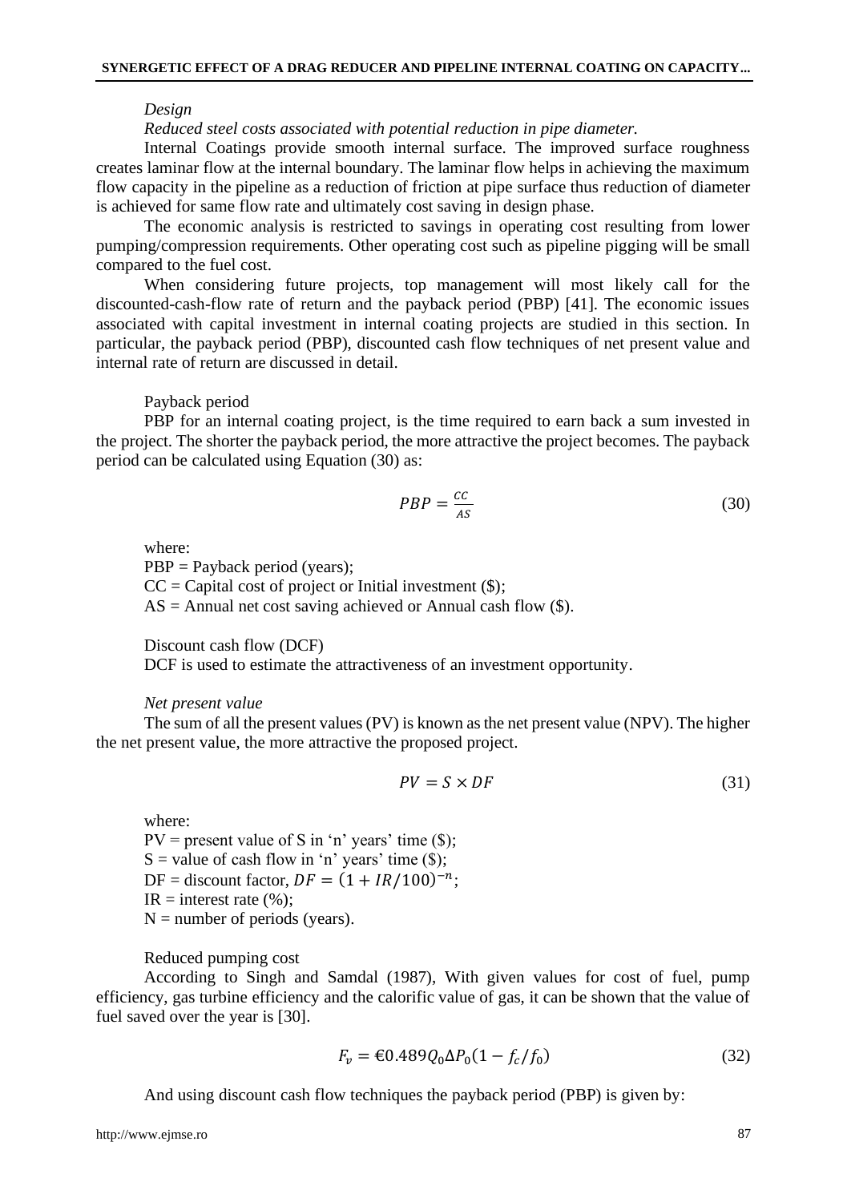*Design*

*Reduced steel costs associated with potential reduction in pipe diameter.*

Internal Coatings provide smooth internal surface. The improved surface roughness creates laminar flow at the internal boundary. The laminar flow helps in achieving the maximum flow capacity in the pipeline as a reduction of friction at pipe surface thus reduction of diameter is achieved for same flow rate and ultimately cost saving in design phase.

The economic analysis is restricted to savings in operating cost resulting from lower pumping/compression requirements. Other operating cost such as pipeline pigging will be small compared to the fuel cost.

When considering future projects, top management will most likely call for the discounted-cash-flow rate of return and the payback period (PBP) [41]. The economic issues associated with capital investment in internal coating projects are studied in this section. In particular, the payback period (PBP), discounted cash flow techniques of net present value and internal rate of return are discussed in detail.

Payback period

PBP for an internal coating project, is the time required to earn back a sum invested in the project. The shorter the payback period, the more attractive the project becomes. The payback period can be calculated using Equation (30) as:

$$PBP = \frac{CC}{AS} \tag{30}$$

where:

PBP = Payback period (years);
CC = Capital cost of project or Initial investment ($);
AS = Annual net cost saving achieved or Annual cash flow ($).

Discount cash flow (DCF)

DCF is used to estimate the attractiveness of an investment opportunity.

*Net present value*

The sum of all the present values (PV) is known as the net present value (NPV). The higher the net present value, the more attractive the proposed project.

$$PV = S \times DF \tag{31}$$

where:

PV = present value of S in 'n' years' time ($);
S = value of cash flow in 'n' years' time ($);
DF = discount factor, $DF = (1 + IR/100)^{-n}$;
IR = interest rate (%);
N = number of periods (years).

Reduced pumping cost

According to Singh and Samdal (1987), With given values for cost of fuel, pump efficiency, gas turbine efficiency and the calorific value of gas, it can be shown that the value of fuel saved over the year is [30].

$$F_v = €0.489 Q_0 \Delta P_0 (1 - f_c/f_0) \tag{32}$$

And using discount cash flow techniques the payback period (PBP) is given by: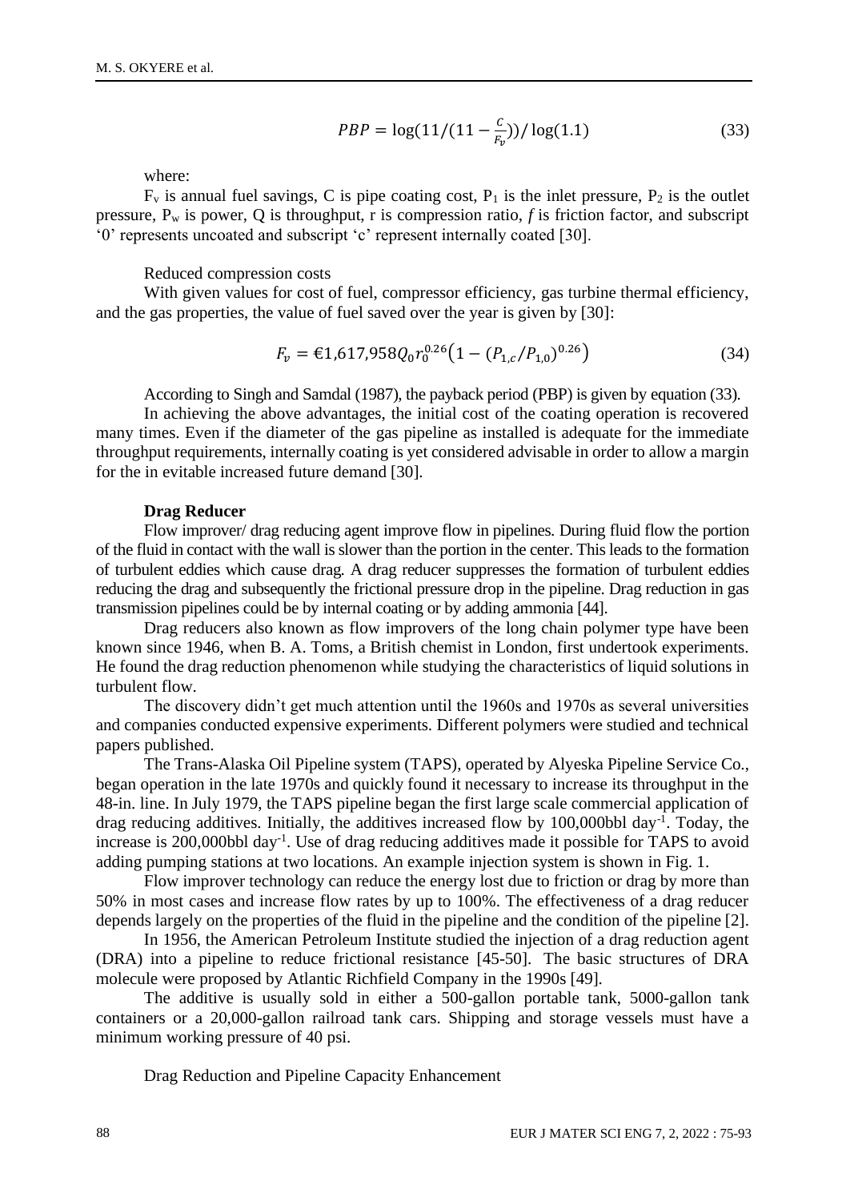$$PBP = \log(11/(11 - \frac{C}{F_v}))/\log(1.1) \tag{33}$$

where:

$F_v$ is annual fuel savings, C is pipe coating cost, $P_1$ is the inlet pressure, $P_2$ is the outlet pressure, $P_w$ is power, Q is throughput, r is compression ratio, *f* is friction factor, and subscript '0' represents uncoated and subscript 'c' represent internally coated [30].

Reduced compression costs

With given values for cost of fuel, compressor efficiency, gas turbine thermal efficiency, and the gas properties, the value of fuel saved over the year is given by [30]:

$$F_v = €1{,}617{,}958 Q_0 r_0^{0.26}\left(1 - (P_{1,c}/P_{1,0})^{0.26}\right) \tag{34}$$

According to Singh and Samdal (1987), the payback period (PBP) is given by equation (33).

In achieving the above advantages, the initial cost of the coating operation is recovered many times. Even if the diameter of the gas pipeline as installed is adequate for the immediate throughput requirements, internally coating is yet considered advisable in order to allow a margin for the in evitable increased future demand [30].

**Drag Reducer**

Flow improver/ drag reducing agent improve flow in pipelines. During fluid flow the portion of the fluid in contact with the wall is slower than the portion in the center. This leads to the formation of turbulent eddies which cause drag. A drag reducer suppresses the formation of turbulent eddies reducing the drag and subsequently the frictional pressure drop in the pipeline. Drag reduction in gas transmission pipelines could be by internal coating or by adding ammonia [44].

Drag reducers also known as flow improvers of the long chain polymer type have been known since 1946, when B. A. Toms, a British chemist in London, first undertook experiments. He found the drag reduction phenomenon while studying the characteristics of liquid solutions in turbulent flow.

The discovery didn't get much attention until the 1960s and 1970s as several universities and companies conducted expensive experiments. Different polymers were studied and technical papers published.

The Trans-Alaska Oil Pipeline system (TAPS), operated by Alyeska Pipeline Service Co., began operation in the late 1970s and quickly found it necessary to increase its throughput in the 48-in. line. In July 1979, the TAPS pipeline began the first large scale commercial application of drag reducing additives. Initially, the additives increased flow by 100,000bbl day$^{-1}$. Today, the increase is 200,000bbl day$^{-1}$. Use of drag reducing additives made it possible for TAPS to avoid adding pumping stations at two locations. An example injection system is shown in Fig. 1.

Flow improver technology can reduce the energy lost due to friction or drag by more than 50% in most cases and increase flow rates by up to 100%. The effectiveness of a drag reducer depends largely on the properties of the fluid in the pipeline and the condition of the pipeline [2].

In 1956, the American Petroleum Institute studied the injection of a drag reduction agent (DRA) into a pipeline to reduce frictional resistance [45-50]. The basic structures of DRA molecule were proposed by Atlantic Richfield Company in the 1990s [49].

The additive is usually sold in either a 500-gallon portable tank, 5000-gallon tank containers or a 20,000-gallon railroad tank cars. Shipping and storage vessels must have a minimum working pressure of 40 psi.

Drag Reduction and Pipeline Capacity Enhancement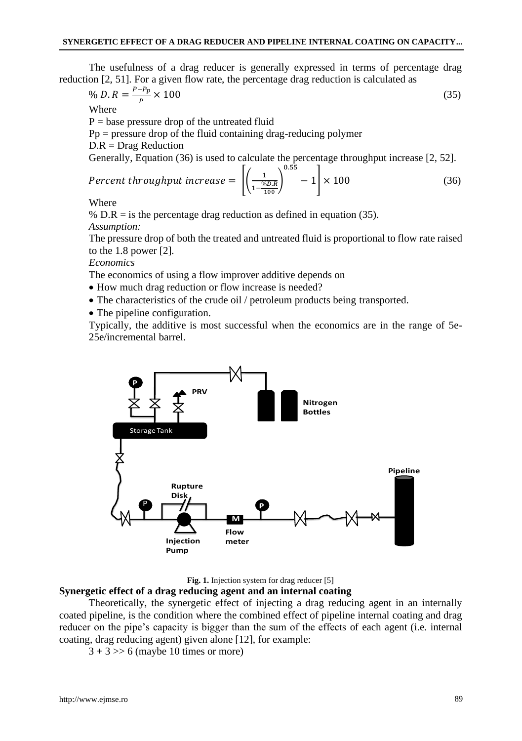The usefulness of a drag reducer is generally expressed in terms of percentage drag reduction [2, 51]. For a given flow rate, the percentage drag reduction is calculated as

$$\%\,D.R = \frac{P - P_p}{P} \times 100 \tag{35}$$

Where

$P$ = base pressure drop of the untreated fluid

$P_p$ = pressure drop of the fluid containing drag-reducing polymer

D.R = Drag Reduction

Generally, Equation (36) is used to calculate the percentage throughput increase [2, 52].

$$Percent\ throughput\ increase = \left[\left(\frac{1}{1 - \frac{\%D.R}{100}}\right)^{0.55} - 1\right] \times 100 \tag{36}$$

Where

% D.R = is the percentage drag reduction as defined in equation (35).

*Assumption:*

The pressure drop of both the treated and untreated fluid is proportional to flow rate raised to the 1.8 power [2].

*Economics*

The economics of using a flow improver additive depends on

- How much drag reduction or flow increase is needed?
- The characteristics of the crude oil / petroleum products being transported.
- The pipeline configuration.

Typically, the additive is most successful when the economics are in the range of 5e-25e/incremental barrel.

**Fig. 1.** Injection system for drag reducer [5]

**Synergetic effect of a drag reducing agent and an internal coating**

Theoretically, the synergetic effect of injecting a drag reducing agent in an internally coated pipeline, is the condition where the combined effect of pipeline internal coating and drag reducer on the pipe's capacity is bigger than the sum of the effects of each agent (i.e. internal coating, drag reducing agent) given alone [12], for example:

3 + 3 >> 6 (maybe 10 times or more)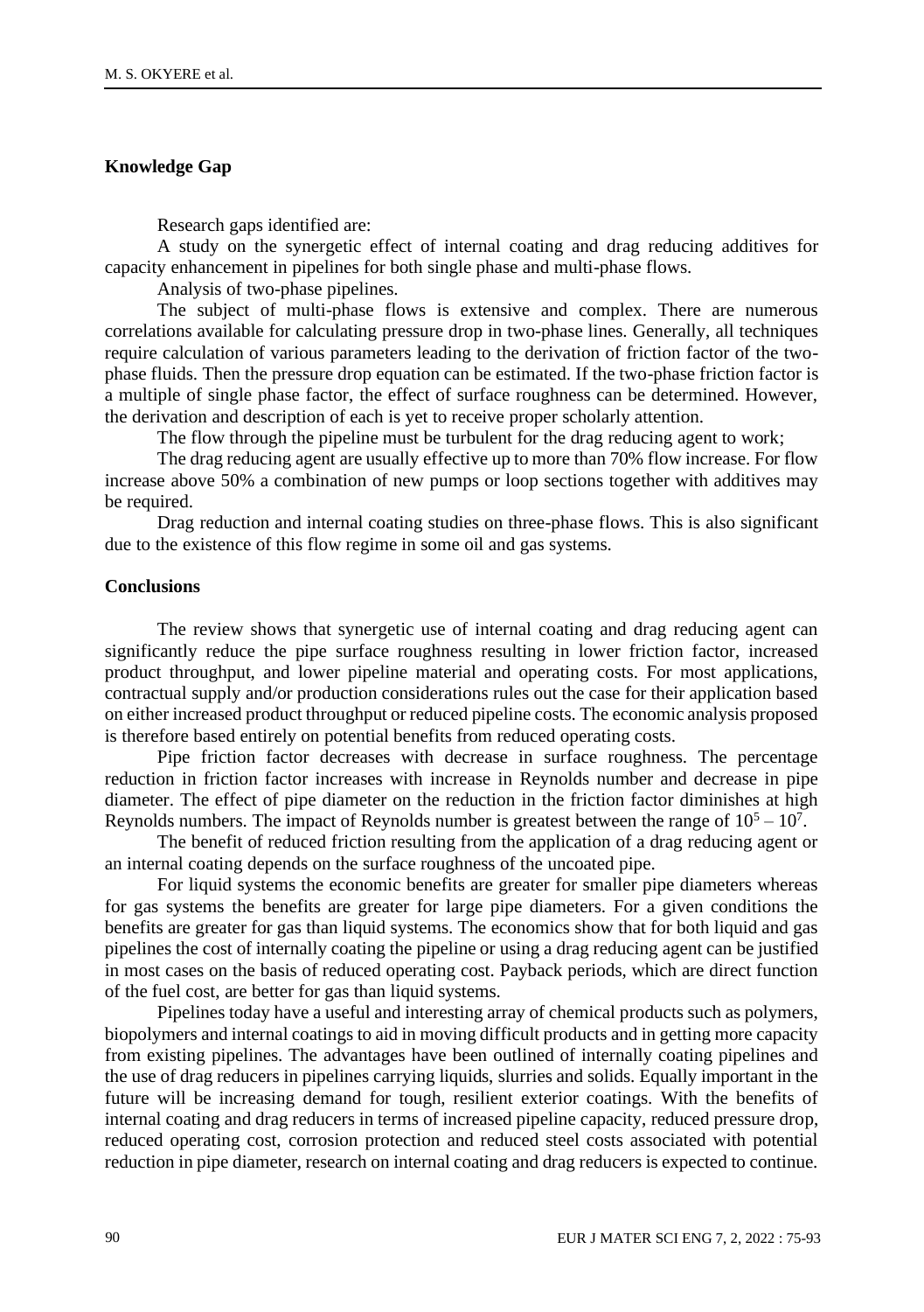## Knowledge Gap

Research gaps identified are:

A study on the synergetic effect of internal coating and drag reducing additives for capacity enhancement in pipelines for both single phase and multi-phase flows.

Analysis of two-phase pipelines.

The subject of multi-phase flows is extensive and complex. There are numerous correlations available for calculating pressure drop in two-phase lines. Generally, all techniques require calculation of various parameters leading to the derivation of friction factor of the two-phase fluids. Then the pressure drop equation can be estimated. If the two-phase friction factor is a multiple of single phase factor, the effect of surface roughness can be determined. However, the derivation and description of each is yet to receive proper scholarly attention.

The flow through the pipeline must be turbulent for the drag reducing agent to work;

The drag reducing agent are usually effective up to more than 70% flow increase. For flow increase above 50% a combination of new pumps or loop sections together with additives may be required.

Drag reduction and internal coating studies on three-phase flows. This is also significant due to the existence of this flow regime in some oil and gas systems.

## Conclusions

The review shows that synergetic use of internal coating and drag reducing agent can significantly reduce the pipe surface roughness resulting in lower friction factor, increased product throughput, and lower pipeline material and operating costs. For most applications, contractual supply and/or production considerations rules out the case for their application based on either increased product throughput or reduced pipeline costs. The economic analysis proposed is therefore based entirely on potential benefits from reduced operating costs.

Pipe friction factor decreases with decrease in surface roughness. The percentage reduction in friction factor increases with increase in Reynolds number and decrease in pipe diameter. The effect of pipe diameter on the reduction in the friction factor diminishes at high Reynolds numbers. The impact of Reynolds number is greatest between the range of $10^5 – 10^7$.

The benefit of reduced friction resulting from the application of a drag reducing agent or an internal coating depends on the surface roughness of the uncoated pipe.

For liquid systems the economic benefits are greater for smaller pipe diameters whereas for gas systems the benefits are greater for large pipe diameters. For a given conditions the benefits are greater for gas than liquid systems. The economics show that for both liquid and gas pipelines the cost of internally coating the pipeline or using a drag reducing agent can be justified in most cases on the basis of reduced operating cost. Payback periods, which are direct function of the fuel cost, are better for gas than liquid systems.

Pipelines today have a useful and interesting array of chemical products such as polymers, biopolymers and internal coatings to aid in moving difficult products and in getting more capacity from existing pipelines. The advantages have been outlined of internally coating pipelines and the use of drag reducers in pipelines carrying liquids, slurries and solids. Equally important in the future will be increasing demand for tough, resilient exterior coatings. With the benefits of internal coating and drag reducers in terms of increased pipeline capacity, reduced pressure drop, reduced operating cost, corrosion protection and reduced steel costs associated with potential reduction in pipe diameter, research on internal coating and drag reducers is expected to continue.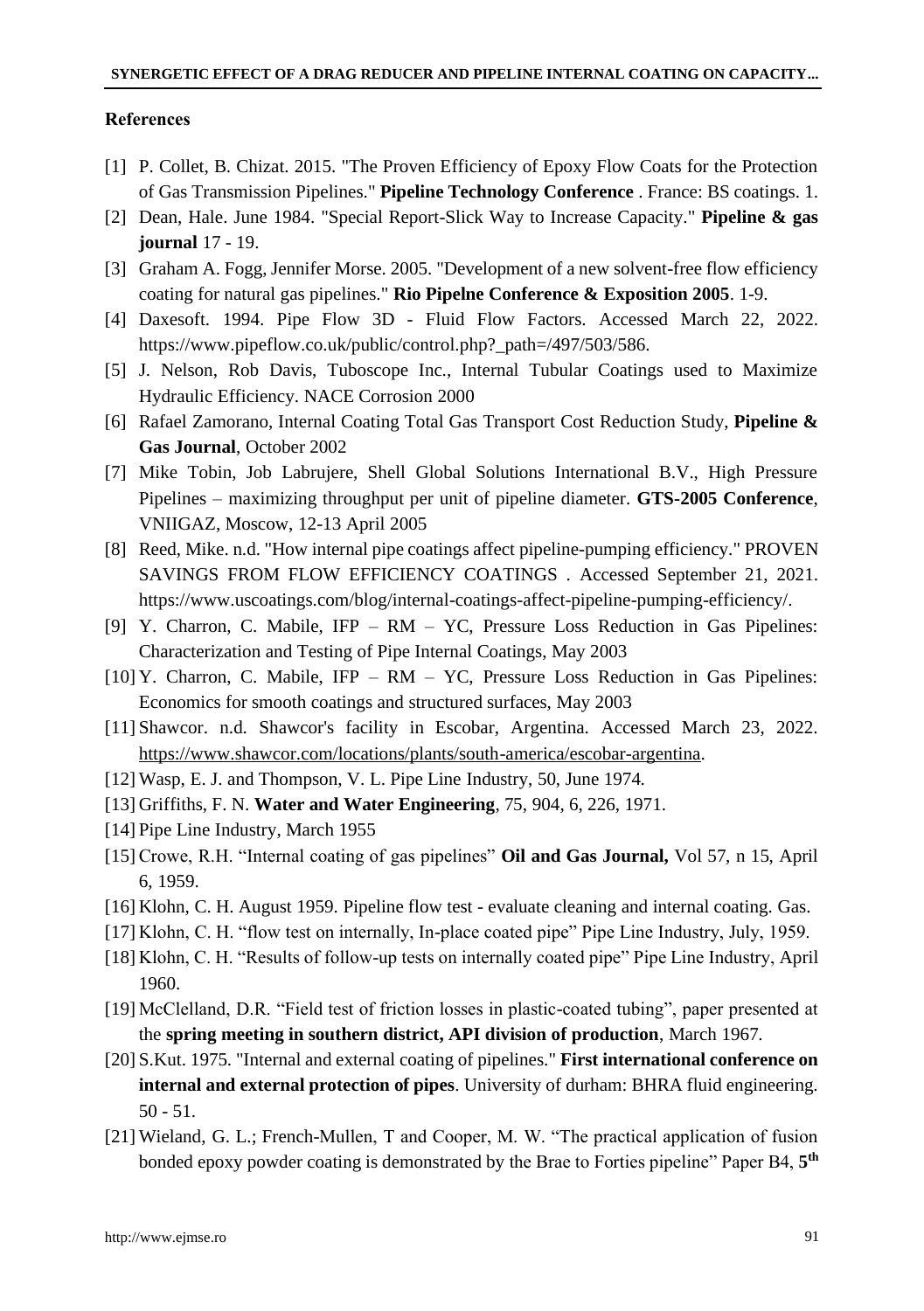## References

[1] P. Collet, B. Chizat. 2015. "The Proven Efficiency of Epoxy Flow Coats for the Protection of Gas Transmission Pipelines." **Pipeline Technology Conference** . France: BS coatings. 1.

[2] Dean, Hale. June 1984. "Special Report-Slick Way to Increase Capacity." **Pipeline & gas journal** 17 - 19.

[3] Graham A. Fogg, Jennifer Morse. 2005. "Development of a new solvent-free flow efficiency coating for natural gas pipelines." **Rio Pipelne Conference & Exposition 2005**. 1-9.

[4] Daxesoft. 1994. Pipe Flow 3D - Fluid Flow Factors. Accessed March 22, 2022. https://www.pipeflow.co.uk/public/control.php?_path=/497/503/586.

[5] J. Nelson, Rob Davis, Tuboscope Inc., Internal Tubular Coatings used to Maximize Hydraulic Efficiency. NACE Corrosion 2000

[6] Rafael Zamorano, Internal Coating Total Gas Transport Cost Reduction Study, **Pipeline & Gas Journal**, October 2002

[7] Mike Tobin, Job Labrujere, Shell Global Solutions International B.V., High Pressure Pipelines – maximizing throughput per unit of pipeline diameter. **GTS-2005 Conference**, VNIIGAZ, Moscow, 12-13 April 2005

[8] Reed, Mike. n.d. "How internal pipe coatings affect pipeline-pumping efficiency." PROVEN SAVINGS FROM FLOW EFFICIENCY COATINGS . Accessed September 21, 2021. https://www.uscoatings.com/blog/internal-coatings-affect-pipeline-pumping-efficiency/.

[9] Y. Charron, C. Mabile, IFP – RM – YC, Pressure Loss Reduction in Gas Pipelines: Characterization and Testing of Pipe Internal Coatings, May 2003

[10] Y. Charron, C. Mabile, IFP – RM – YC, Pressure Loss Reduction in Gas Pipelines: Economics for smooth coatings and structured surfaces, May 2003

[11] Shawcor. n.d. Shawcor's facility in Escobar, Argentina. Accessed March 23, 2022. https://www.shawcor.com/locations/plants/south-america/escobar-argentina.

[12] Wasp, E. J. and Thompson, V. L. Pipe Line Industry, 50, June 1974.

[13] Griffiths, F. N. **Water and Water Engineering**, 75, 904, 6, 226, 1971.

[14] Pipe Line Industry, March 1955

[15] Crowe, R.H. "Internal coating of gas pipelines" **Oil and Gas Journal,** Vol 57, n 15, April 6, 1959.

[16] Klohn, C. H. August 1959. Pipeline flow test - evaluate cleaning and internal coating. Gas.

[17] Klohn, C. H. "flow test on internally, In-place coated pipe" Pipe Line Industry, July, 1959.

[18] Klohn, C. H. "Results of follow-up tests on internally coated pipe" Pipe Line Industry, April 1960.

[19] McClelland, D.R. "Field test of friction losses in plastic-coated tubing", paper presented at the **spring meeting in southern district, API division of production**, March 1967.

[20] S.Kut. 1975. "Internal and external coating of pipelines." **First international conference on internal and external protection of pipes**. University of durham: BHRA fluid engineering. 50 - 51.

[21] Wieland, G. L.; French-Mullen, T and Cooper, M. W. "The practical application of fusion bonded epoxy powder coating is demonstrated by the Brae to Forties pipeline" Paper B4, **5th**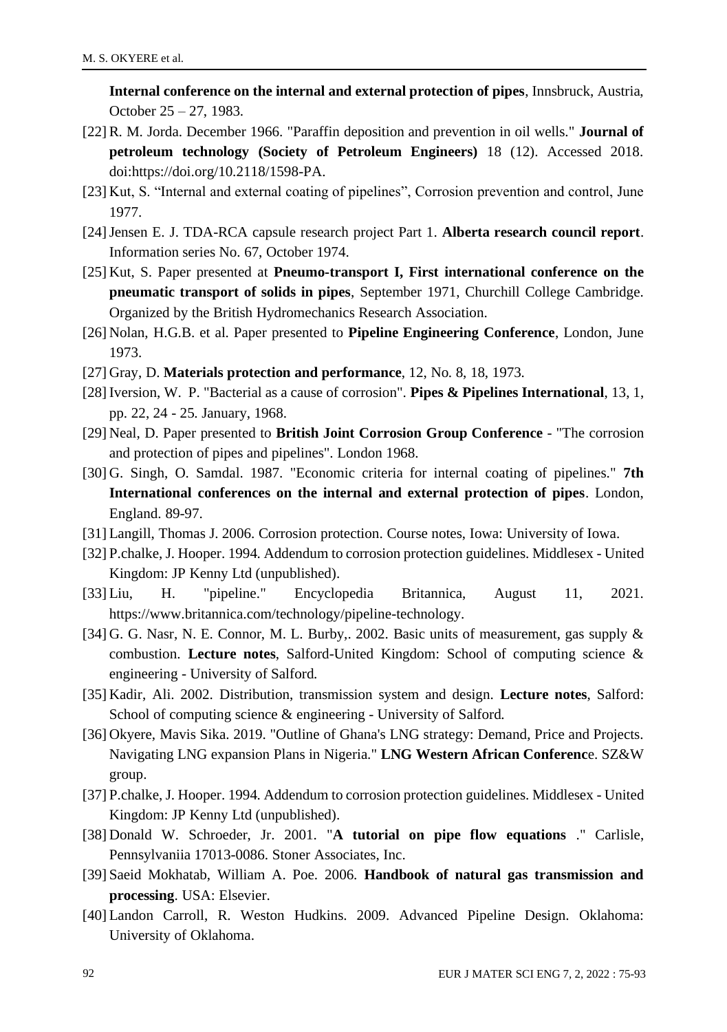**Internal conference on the internal and external protection of pipes**, Innsbruck, Austria, October 25 – 27, 1983.

[22] R. M. Jorda. December 1966. "Paraffin deposition and prevention in oil wells." **Journal of petroleum technology (Society of Petroleum Engineers)** 18 (12). Accessed 2018. doi:https://doi.org/10.2118/1598-PA.

[23] Kut, S. "Internal and external coating of pipelines", Corrosion prevention and control, June 1977.

[24] Jensen E. J. TDA-RCA capsule research project Part 1. **Alberta research council report**. Information series No. 67, October 1974.

[25] Kut, S. Paper presented at **Pneumo-transport I, First international conference on the pneumatic transport of solids in pipes**, September 1971, Churchill College Cambridge. Organized by the British Hydromechanics Research Association.

[26] Nolan, H.G.B. et al. Paper presented to **Pipeline Engineering Conference**, London, June 1973.

[27] Gray, D. **Materials protection and performance**, 12, No. 8, 18, 1973.

[28] Iversion, W. P. "Bacterial as a cause of corrosion". **Pipes & Pipelines International**, 13, 1, pp. 22, 24 - 25. January, 1968.

[29] Neal, D. Paper presented to **British Joint Corrosion Group Conference** - "The corrosion and protection of pipes and pipelines". London 1968.

[30] G. Singh, O. Samdal. 1987. "Economic criteria for internal coating of pipelines." **7th International conferences on the internal and external protection of pipes**. London, England. 89-97.

[31] Langill, Thomas J. 2006. Corrosion protection. Course notes, Iowa: University of Iowa.

[32] P.chalke, J. Hooper. 1994. Addendum to corrosion protection guidelines. Middlesex - United Kingdom: JP Kenny Ltd (unpublished).

[33] Liu, H. "pipeline." Encyclopedia Britannica, August 11, 2021. https://www.britannica.com/technology/pipeline-technology.

[34] G. G. Nasr, N. E. Connor, M. L. Burby,. 2002. Basic units of measurement, gas supply & combustion. **Lecture notes**, Salford-United Kingdom: School of computing science & engineering - University of Salford.

[35] Kadir, Ali. 2002. Distribution, transmission system and design. **Lecture notes**, Salford: School of computing science & engineering - University of Salford.

[36] Okyere, Mavis Sika. 2019. "Outline of Ghana's LNG strategy: Demand, Price and Projects. Navigating LNG expansion Plans in Nigeria." **LNG Western African Conferenc**e. SZ&W group.

[37] P.chalke, J. Hooper. 1994. Addendum to corrosion protection guidelines. Middlesex - United Kingdom: JP Kenny Ltd (unpublished).

[38] Donald W. Schroeder, Jr. 2001. "**A tutorial on pipe flow equations** ." Carlisle, Pennsylvaniia 17013-0086. Stoner Associates, Inc.

[39] Saeid Mokhatab, William A. Poe. 2006. **Handbook of natural gas transmission and processing**. USA: Elsevier.

[40] Landon Carroll, R. Weston Hudkins. 2009. Advanced Pipeline Design. Oklahoma: University of Oklahoma.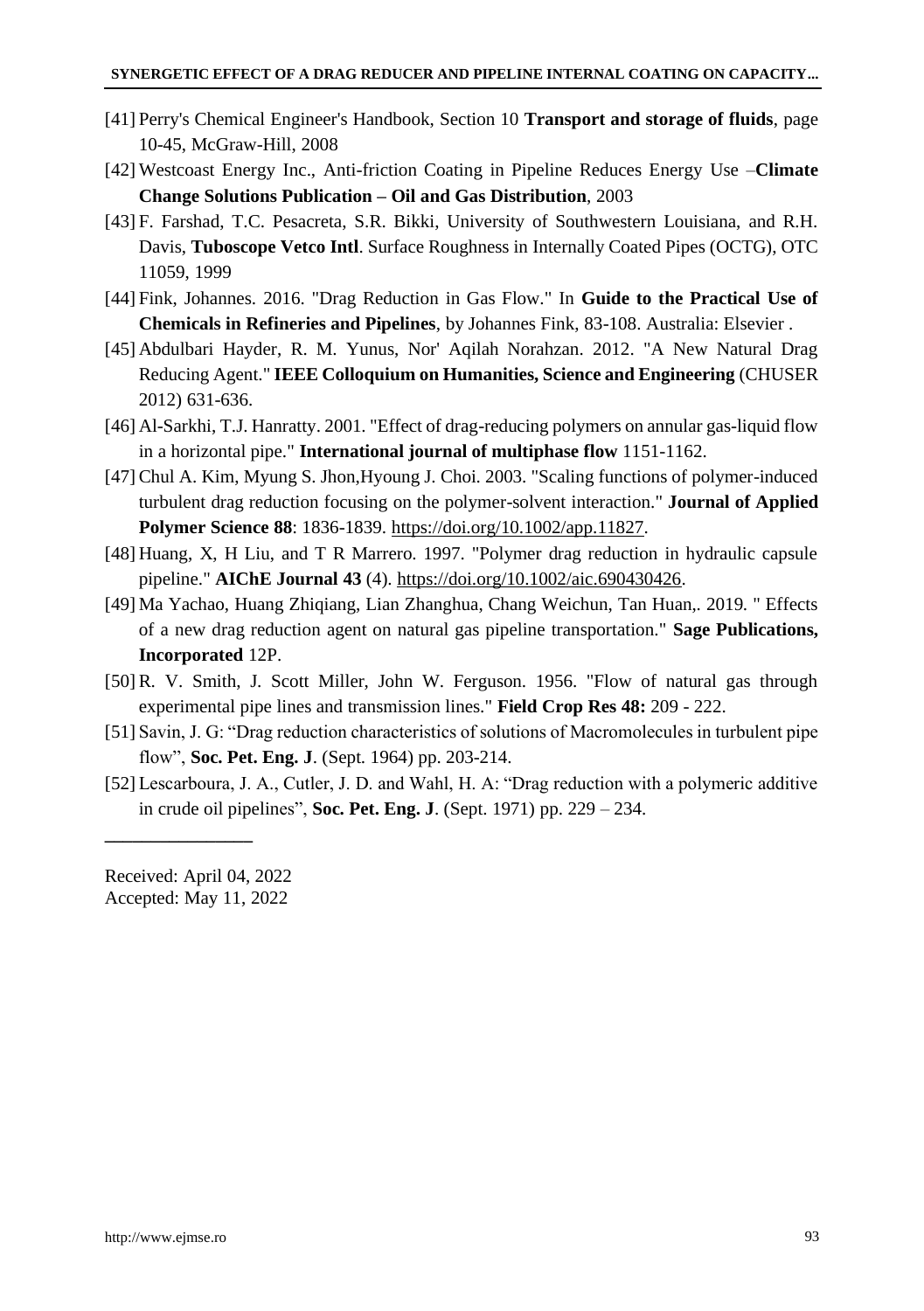[41] Perry's Chemical Engineer's Handbook, Section 10 **Transport and storage of fluids**, page 10-45, McGraw-Hill, 2008

[42] Westcoast Energy Inc., Anti-friction Coating in Pipeline Reduces Energy Use –**Climate Change Solutions Publication – Oil and Gas Distribution**, 2003

[43] F. Farshad, T.C. Pesacreta, S.R. Bikki, University of Southwestern Louisiana, and R.H. Davis, **Tuboscope Vetco Intl**. Surface Roughness in Internally Coated Pipes (OCTG), OTC 11059, 1999

[44] Fink, Johannes. 2016. "Drag Reduction in Gas Flow." In **Guide to the Practical Use of Chemicals in Refineries and Pipelines**, by Johannes Fink, 83-108. Australia: Elsevier .

[45] Abdulbari Hayder, R. M. Yunus, Nor' Aqilah Norahzan. 2012. "A New Natural Drag Reducing Agent." **IEEE Colloquium on Humanities, Science and Engineering** (CHUSER 2012) 631-636.

[46] Al-Sarkhi, T.J. Hanratty. 2001. "Effect of drag-reducing polymers on annular gas-liquid flow in a horizontal pipe." **International journal of multiphase flow** 1151-1162.

[47] Chul A. Kim, Myung S. Jhon,Hyoung J. Choi. 2003. "Scaling functions of polymer-induced turbulent drag reduction focusing on the polymer-solvent interaction." **Journal of Applied Polymer Science 88**: 1836-1839. https://doi.org/10.1002/app.11827.

[48] Huang, X, H Liu, and T R Marrero. 1997. "Polymer drag reduction in hydraulic capsule pipeline." **AIChE Journal 43** (4). https://doi.org/10.1002/aic.690430426.

[49] Ma Yachao, Huang Zhiqiang, Lian Zhanghua, Chang Weichun, Tan Huan,. 2019. " Effects of a new drag reduction agent on natural gas pipeline transportation." **Sage Publications, Incorporated** 12P.

[50] R. V. Smith, J. Scott Miller, John W. Ferguson. 1956. "Flow of natural gas through experimental pipe lines and transmission lines." **Field Crop Res 48:** 209 - 222.

[51] Savin, J. G: "Drag reduction characteristics of solutions of Macromolecules in turbulent pipe flow", **Soc. Pet. Eng. J**. (Sept. 1964) pp. 203-214.

[52] Lescarboura, J. A., Cutler, J. D. and Wahl, H. A: "Drag reduction with a polymeric additive in crude oil pipelines", **Soc. Pet. Eng. J**. (Sept. 1971) pp. 229 – 234.

---

Received: April 04, 2022
Accepted: May 11, 2022